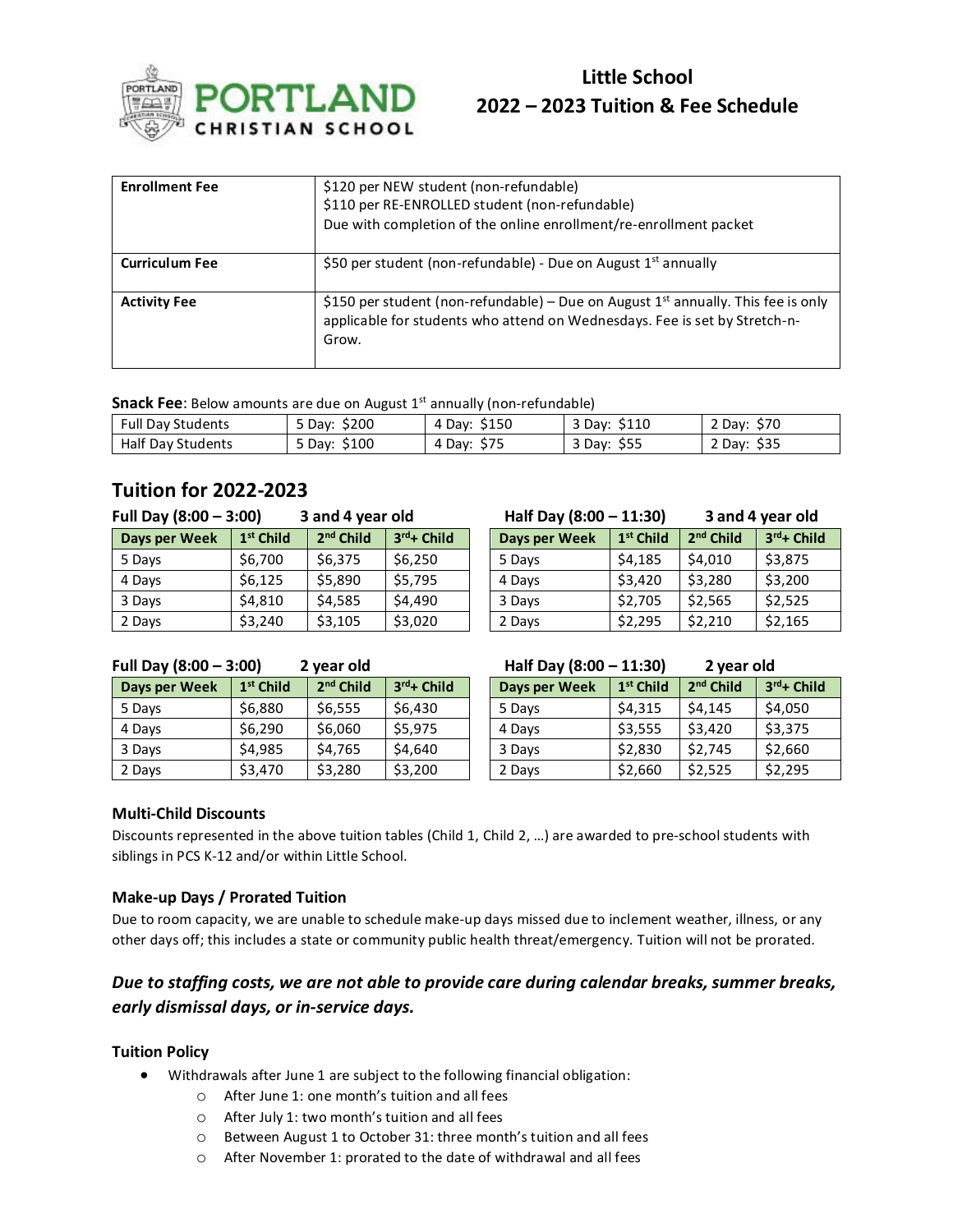PORTLAND CHRISTIAN SCHOOL

# Little School
# 2022 – 2023 Tuition & Fee Schedule

| | |
|---|---|
| **Enrollment Fee** | $120 per NEW student (non-refundable)<br>$110 per RE-ENROLLED student (non-refundable)<br>Due with completion of the online enrollment/re-enrollment packet |
| **Curriculum Fee** | $50 per student (non-refundable) - Due on August 1st annually |
| **Activity Fee** | $150 per student (non-refundable) – Due on August 1st annually. This fee is only applicable for students who attend on Wednesdays. Fee is set by Stretch-n-Grow. |

**Snack Fee**: Below amounts are due on August 1st annually (non-refundable)

| | | | | |
|---|---|---|---|---|
| Full Day Students | 5 Day: $200 | 4 Day: $150 | 3 Day: $110 | 2 Day: $70 |
| Half Day Students | 5 Day: $100 | 4 Day: $75 | 3 Day: $55 | 2 Day: $35 |

## Tuition for 2022-2023

**Full Day (8:00 – 3:00) 3 and 4 year old**

| Days per Week | 1st Child | 2nd Child | 3rd+ Child |
|---|---|---|---|
| 5 Days | $6,700 | $6,375 | $6,250 |
| 4 Days | $6,125 | $5,890 | $5,795 |
| 3 Days | $4,810 | $4,585 | $4,490 |
| 2 Days | $3,240 | $3,105 | $3,020 |

**Half Day (8:00 – 11:30) 3 and 4 year old**

| Days per Week | 1st Child | 2nd Child | 3rd+ Child |
|---|---|---|---|
| 5 Days | $4,185 | $4,010 | $3,875 |
| 4 Days | $3,420 | $3,280 | $3,200 |
| 3 Days | $2,705 | $2,565 | $2,525 |
| 2 Days | $2,295 | $2,210 | $2,165 |

**Full Day (8:00 – 3:00) 2 year old**

| Days per Week | 1st Child | 2nd Child | 3rd+ Child |
|---|---|---|---|
| 5 Days | $6,880 | $6,555 | $6,430 |
| 4 Days | $6,290 | $6,060 | $5,975 |
| 3 Days | $4,985 | $4,765 | $4,640 |
| 2 Days | $3,470 | $3,280 | $3,200 |

**Half Day (8:00 – 11:30) 2 year old**

| Days per Week | 1st Child | 2nd Child | 3rd+ Child |
|---|---|---|---|
| 5 Days | $4,315 | $4,145 | $4,050 |
| 4 Days | $3,555 | $3,420 | $3,375 |
| 3 Days | $2,830 | $2,745 | $2,660 |
| 2 Days | $2,660 | $2,525 | $2,295 |

### Multi-Child Discounts

Discounts represented in the above tuition tables (Child 1, Child 2, …) are awarded to pre-school students with siblings in PCS K-12 and/or within Little School.

### Make-up Days / Prorated Tuition

Due to room capacity, we are unable to schedule make-up days missed due to inclement weather, illness, or any other days off; this includes a state or community public health threat/emergency. Tuition will not be prorated.

***Due to staffing costs, we are not able to provide care during calendar breaks, summer breaks, early dismissal days, or in-service days.***

### Tuition Policy

- Withdrawals after June 1 are subject to the following financial obligation:
  - After June 1: one month's tuition and all fees
  - After July 1: two month's tuition and all fees
  - Between August 1 to October 31: three month's tuition and all fees
  - After November 1: prorated to the date of withdrawal and all fees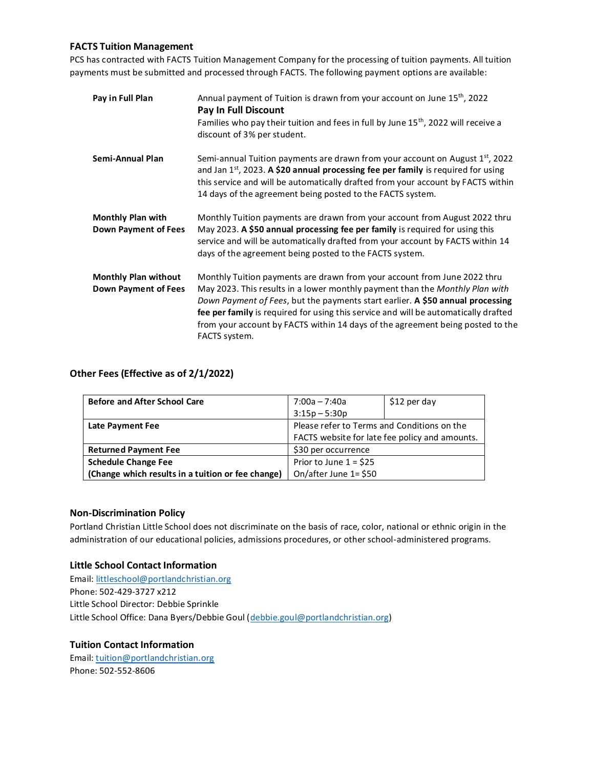### FACTS Tuition Management

PCS has contracted with FACTS Tuition Management Company for the processing of tuition payments. All tuition payments must be submitted and processed through FACTS. The following payment options are available:

| | |
|---|---|
| **Pay in Full Plan** | Annual payment of Tuition is drawn from your account on June 15th, 2022<br>**Pay In Full Discount**<br>Families who pay their tuition and fees in full by June 15th, 2022 will receive a discount of 3% per student. |
| **Semi-Annual Plan** | Semi-annual Tuition payments are drawn from your account on August 1st, 2022 and Jan 1st, 2023. **A $20 annual processing fee per family** is required for using this service and will be automatically drafted from your account by FACTS within 14 days of the agreement being posted to the FACTS system. |
| **Monthly Plan with Down Payment of Fees** | Monthly Tuition payments are drawn from your account from August 2022 thru May 2023. **A $50 annual processing fee per family** is required for using this service and will be automatically drafted from your account by FACTS within 14 days of the agreement being posted to the FACTS system. |
| **Monthly Plan without Down Payment of Fees** | Monthly Tuition payments are drawn from your account from June 2022 thru May 2023. This results in a lower monthly payment than the *Monthly Plan with Down Payment of Fees*, but the payments start earlier. **A $50 annual processing fee per family** is required for using this service and will be automatically drafted from your account by FACTS within 14 days of the agreement being posted to the FACTS system. |

### Other Fees (Effective as of 2/1/2022)

| | | |
|---|---|---|
| **Before and After School Care** | 7:00a – 7:40a<br>3:15p – 5:30p | $12 per day |
| **Late Payment Fee** | Please refer to Terms and Conditions on the FACTS website for late fee policy and amounts. | |
| **Returned Payment Fee** | $30 per occurrence | |
| **Schedule Change Fee**<br>**(Change which results in a tuition or fee change)** | Prior to June 1 = $25<br>On/after June 1= $50 | |

### Non-Discrimination Policy

Portland Christian Little School does not discriminate on the basis of race, color, national or ethnic origin in the administration of our educational policies, admissions procedures, or other school-administered programs.

### Little School Contact Information

Email: littleschool@portlandchristian.org
Phone: 502-429-3727 x212
Little School Director: Debbie Sprinkle
Little School Office: Dana Byers/Debbie Goul (debbie.goul@portlandchristian.org)

### Tuition Contact Information

Email: tuition@portlandchristian.org
Phone: 502-552-8606